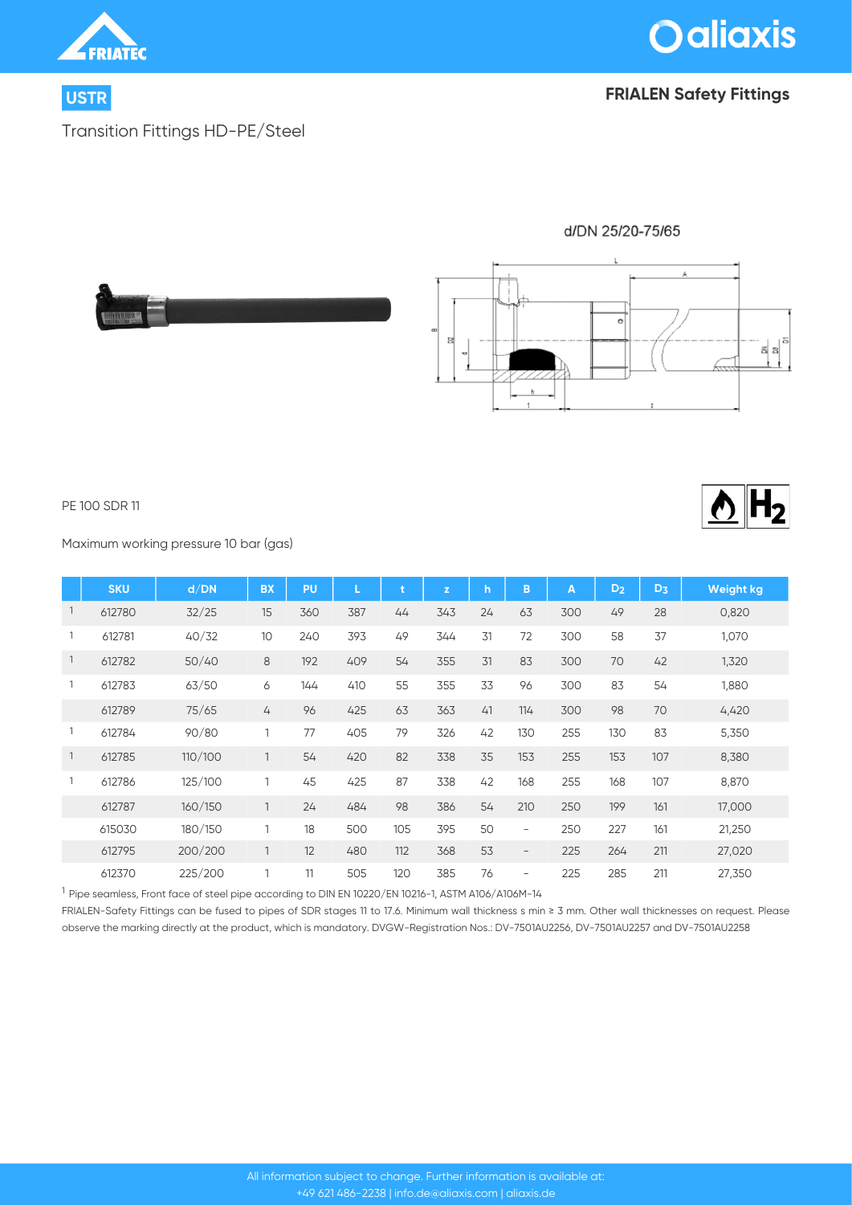# USTR

## FRIALEN Safety Fittings

Transition Fittings HD-PE/Steel

d/DN 25/20-75/65

PE 100 SDR 11

Maximum working pressure 10 bar (gas)

| | SKU | d/DN | BX | PU | L | t | z | h | B | A | $D_2$ | $D_3$ | Weight kg |
|---|---|---|---|---|---|---|---|---|---|---|---|---|---|
| 1 | 612780 | 32/25 | 15 | 360 | 387 | 44 | 343 | 24 | 63 | 300 | 49 | 28 | 0,820 |
| 1 | 612781 | 40/32 | 10 | 240 | 393 | 49 | 344 | 31 | 72 | 300 | 58 | 37 | 1,070 |
| 1 | 612782 | 50/40 | 8 | 192 | 409 | 54 | 355 | 31 | 83 | 300 | 70 | 42 | 1,320 |
| 1 | 612783 | 63/50 | 6 | 144 | 410 | 55 | 355 | 33 | 96 | 300 | 83 | 54 | 1,880 |
| | 612789 | 75/65 | 4 | 96 | 425 | 63 | 363 | 41 | 114 | 300 | 98 | 70 | 4,420 |
| 1 | 612784 | 90/80 | 1 | 77 | 405 | 79 | 326 | 42 | 130 | 255 | 130 | 83 | 5,350 |
| 1 | 612785 | 110/100 | 1 | 54 | 420 | 82 | 338 | 35 | 153 | 255 | 153 | 107 | 8,380 |
| 1 | 612786 | 125/100 | 1 | 45 | 425 | 87 | 338 | 42 | 168 | 255 | 168 | 107 | 8,870 |
| | 612787 | 160/150 | 1 | 24 | 484 | 98 | 386 | 54 | 210 | 250 | 199 | 161 | 17,000 |
| | 615030 | 180/150 | 1 | 18 | 500 | 105 | 395 | 50 | – | 250 | 227 | 161 | 21,250 |
| | 612795 | 200/200 | 1 | 12 | 480 | 112 | 368 | 53 | – | 225 | 264 | 211 | 27,020 |
| | 612370 | 225/200 | 1 | 11 | 505 | 120 | 385 | 76 | – | 225 | 285 | 211 | 27,350 |

[1] Pipe seamless, Front face of steel pipe according to DIN EN 10220/EN 10216-1, ASTM A106/A106M-14

FRIALEN-Safety Fittings can be fused to pipes of SDR stages 11 to 17.6. Minimum wall thickness s min ≥ 3 mm. Other wall thicknesses on request. Please observe the marking directly at the product, which is mandatory. DVGW-Registration Nos.: DV-7501AU2256, DV-7501AU2257 and DV-7501AU2258

All information subject to change. Further information is available at:
+49 621 486-2238 | info.de@aliaxis.com | aliaxis.de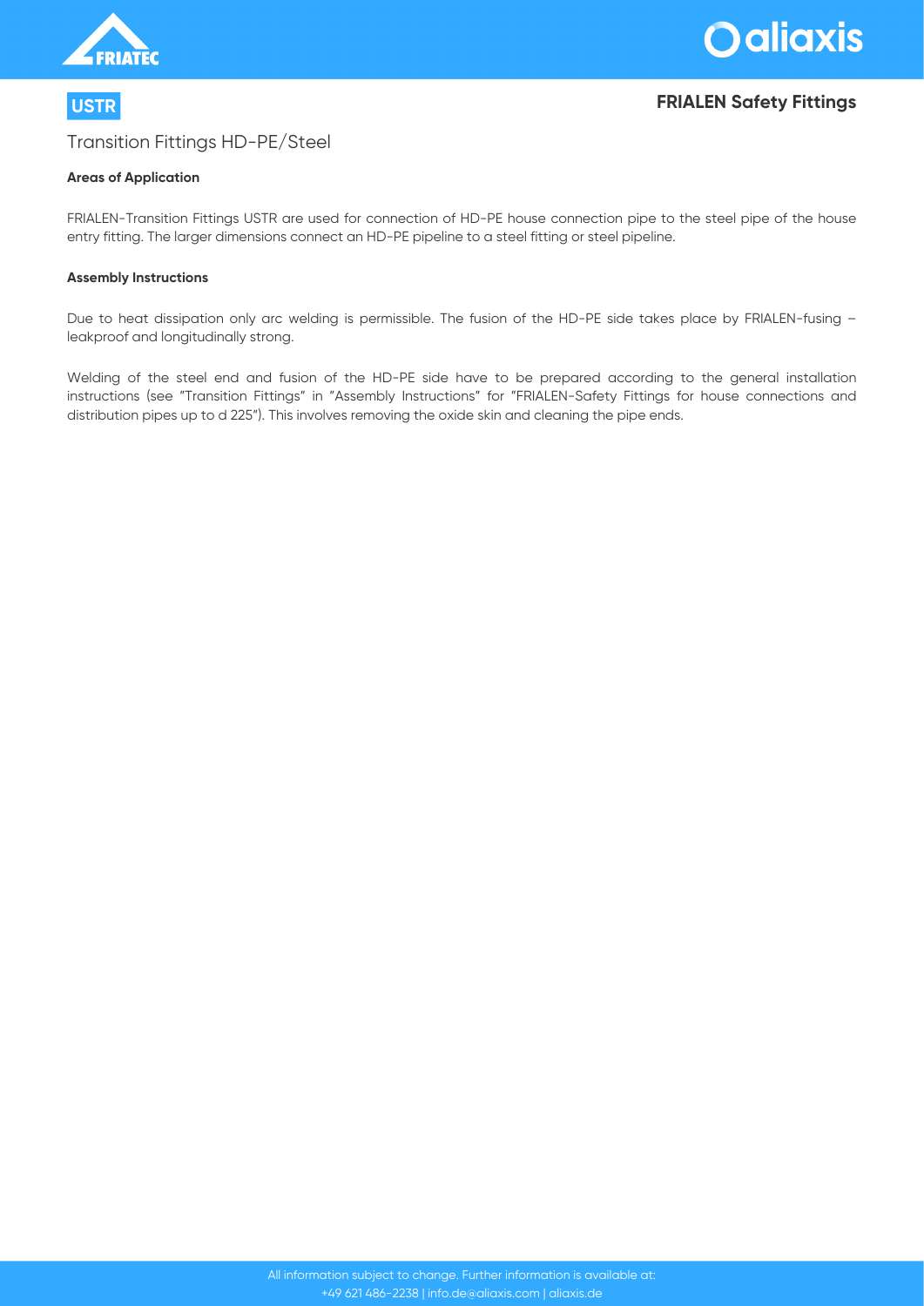**USTR**

## FRIALEN Safety Fittings

# Transition Fittings HD-PE/Steel

### Areas of Application

FRIALEN-Transition Fittings USTR are used for connection of HD-PE house connection pipe to the steel pipe of the house entry fitting. The larger dimensions connect an HD-PE pipeline to a steel fitting or steel pipeline.

### Assembly Instructions

Due to heat dissipation only arc welding is permissible. The fusion of the HD-PE side takes place by FRIALEN-fusing – leakproof and longitudinally strong.

Welding of the steel end and fusion of the HD-PE side have to be prepared according to the general installation instructions (see "Transition Fittings" in "Assembly Instructions" for "FRIALEN-Safety Fittings for house connections and distribution pipes up to d 225"). This involves removing the oxide skin and cleaning the pipe ends.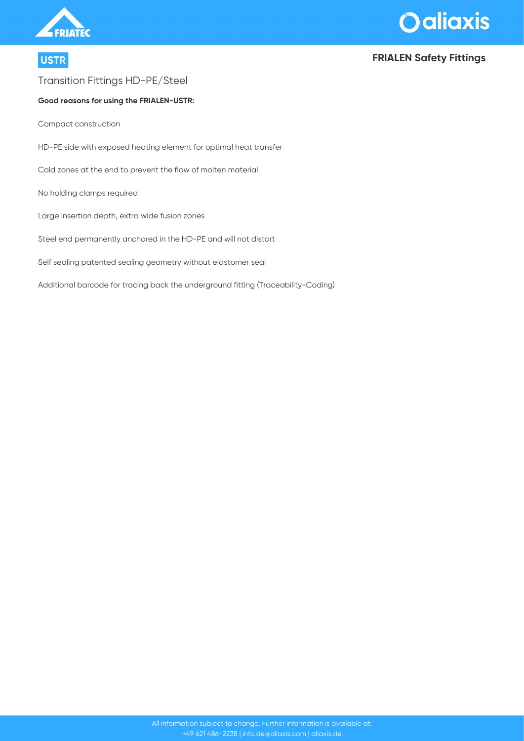USTR

# FRIALEN Safety Fittings

## Transition Fittings HD-PE/Steel

**Good reasons for using the FRIALEN-USTR:**

Compact construction

HD-PE side with exposed heating element for optimal heat transfer

Cold zones at the end to prevent the flow of molten material

No holding clamps required

Large insertion depth, extra wide fusion zones

Steel end permanently anchored in the HD-PE and will not distort

Self sealing patented sealing geometry without elastomer seal

Additional barcode for tracing back the underground fitting (Traceability-Coding)